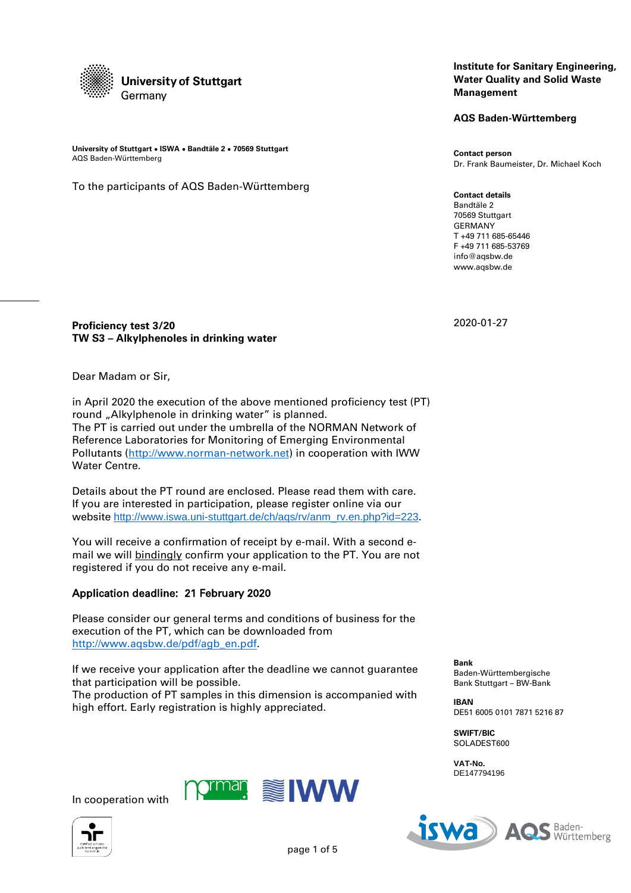University of Stuttgart
Germany

**Institute for Sanitary Engineering, Water Quality and Solid Waste Management**

**AQS Baden-Württemberg**

**University of Stuttgart • ISWA • Bandtäle 2 • 70569 Stuttgart**
AQS Baden-Württemberg

To the participants of AQS Baden-Württemberg

**Contact person**
Dr. Frank Baumeister, Dr. Michael Koch

**Contact details**
Bandtäle 2
70569 Stuttgart
GERMANY
T +49 711 685-65446
F +49 711 685-53769
info@aqsbw.de
www.aqsbw.de

2020-01-27

**Proficiency test 3/20**
**TW S3 – Alkylphenoles in drinking water**

Dear Madam or Sir,

in April 2020 the execution of the above mentioned proficiency test (PT) round „Alkylphenole in drinking water" is planned.
The PT is carried out under the umbrella of the NORMAN Network of Reference Laboratories for Monitoring of Emerging Environmental Pollutants (http://www.norman-network.net) in cooperation with IWW Water Centre.

Details about the PT round are enclosed. Please read them with care. If you are interested in participation, please register online via our website http://www.iswa.uni-stuttgart.de/ch/aqs/rv/anm_rv.en.php?id=223.

You will receive a confirmation of receipt by e-mail. With a second e-mail we will bindingly confirm your application to the PT. You are not registered if you do not receive any e-mail.

**Application deadline: 21 February 2020**

Please consider our general terms and conditions of business for the execution of the PT, which can be downloaded from http://www.aqsbw.de/pdf/agb_en.pdf.

If we receive your application after the deadline we cannot guarantee that participation will be possible.
The production of PT samples in this dimension is accompanied with high effort. Early registration is highly appreciated.

**Bank**
Baden-Württembergische Bank Stuttgart – BW-Bank

**IBAN**
DE51 6005 0101 7871 5216 87

**SWIFT/BIC**
SOLADEST600

**VAT-No.**
DE147794196

In cooperation with norman IWW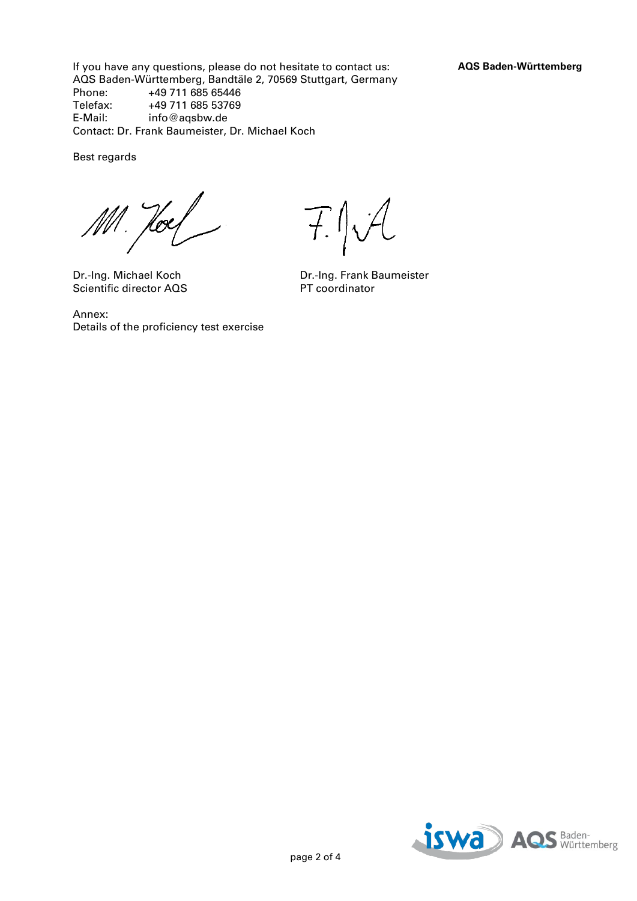If you have any questions, please do not hesitate to contact us:
AQS Baden-Württemberg, Bandtäle 2, 70569 Stuttgart, Germany
Phone: +49 711 685 65446
Telefax: +49 711 685 53769
E-Mail: info@aqsbw.de
Contact: Dr. Frank Baumeister, Dr. Michael Koch

Best regards

| | |
|---|---|
| Dr.-Ing. Michael Koch | Dr.-Ing. Frank Baumeister |
| Scientific director AQS | PT coordinator |

Annex:
Details of the proficiency test exercise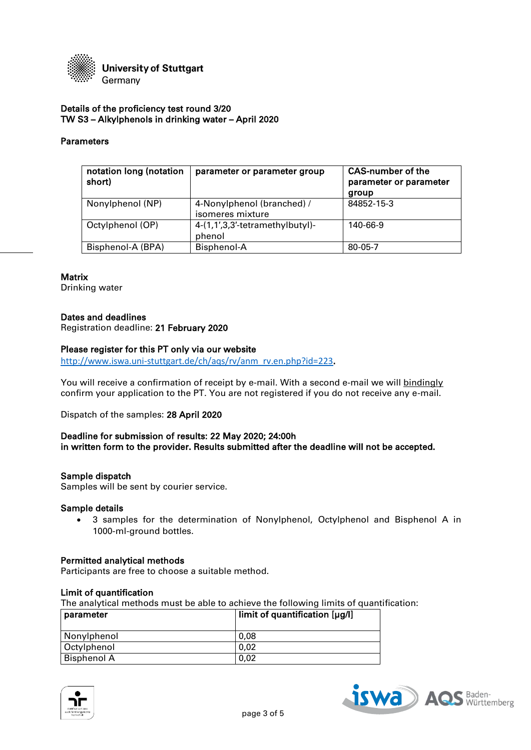University of Stuttgart
Germany

**Details of the proficiency test round 3/20**
**TW S3 – Alkylphenols in drinking water – April 2020**

**Parameters**

| notation long (notation short) | parameter or parameter group | CAS-number of the parameter or parameter group |
|---|---|---|
| Nonylphenol (NP) | 4-Nonylphenol (branched) / isomeres mixture | 84852-15-3 |
| Octylphenol (OP) | 4-(1,1',3,3'-tetramethylbutyl)-phenol | 140-66-9 |
| Bisphenol-A (BPA) | Bisphenol-A | 80-05-7 |

**Matrix**
Drinking water

**Dates and deadlines**
Registration deadline: **21 February 2020**

**Please register for this PT only via our website**
http://www.iswa.uni-stuttgart.de/ch/aqs/rv/anm_rv.en.php?id=223.

You will receive a confirmation of receipt by e-mail. With a second e-mail we will bindingly confirm your application to the PT. You are not registered if you do not receive any e-mail.

Dispatch of the samples: **28 April 2020**

**Deadline for submission of results: 22 May 2020; 24:00h**
**in written form to the provider. Results submitted after the deadline will not be accepted.**

**Sample dispatch**
Samples will be sent by courier service.

**Sample details**

- 3 samples for the determination of Nonylphenol, Octylphenol and Bisphenol A in 1000-ml-ground bottles.

**Permitted analytical methods**
Participants are free to choose a suitable method.

**Limit of quantification**
The analytical methods must be able to achieve the following limits of quantification:

| parameter | limit of quantification [µg/l] |
|---|---|
| Nonylphenol | 0,08 |
| Octylphenol | 0,02 |
| Bisphenol A | 0,02 |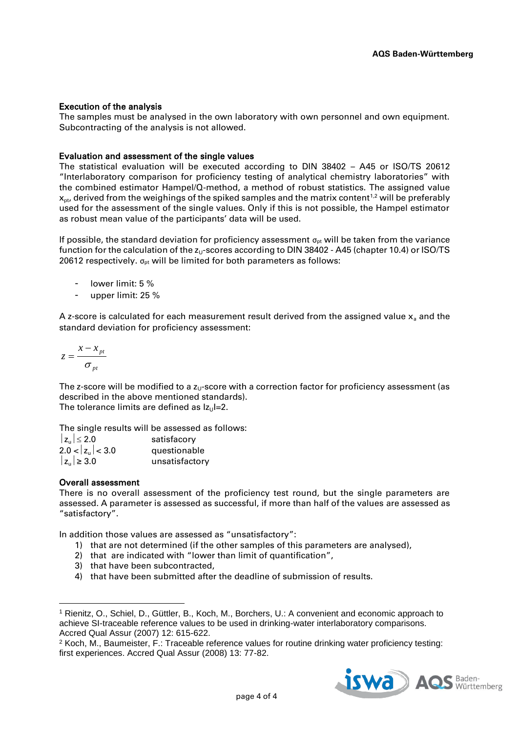### Execution of the analysis

The samples must be analysed in the own laboratory with own personnel and own equipment. Subcontracting of the analysis is not allowed.

### Evaluation and assessment of the single values

The statistical evaluation will be executed according to DIN 38402 – A45 or ISO/TS 20612 "Interlaboratory comparison for proficiency testing of analytical chemistry laboratories" with the combined estimator Hampel/Q-method, a method of robust statistics. The assigned value $x_{pt}$, derived from the weighings of the spiked samples and the matrix content[1,2] will be preferably used for the assessment of the single values. Only if this is not possible, the Hampel estimator as robust mean value of the participants' data will be used.

If possible, the standard deviation for proficiency assessment $\sigma_{pt}$ will be taken from the variance function for the calculation of the $z_U$-scores according to DIN 38402 - A45 (chapter 10.4) or ISO/TS 20612 respectively. $\sigma_{pt}$ will be limited for both parameters as follows:

- lower limit: 5 %
- upper limit: 25 %

A z-score is calculated for each measurement result derived from the assigned value $x_a$ and the standard deviation for proficiency assessment:

$$z = \frac{x - x_{pt}}{\sigma_{pt}}$$

The z-score will be modified to a $z_U$-score with a correction factor for proficiency assessment (as described in the above mentioned standards).
The tolerance limits are defined as $|z_U|=2$.

The single results will be assessed as follows:

| | |
|---|---|
| $\lvert z_u \rvert \leq 2.0$ | satisfactory |
| $2.0 < \lvert z_u \rvert < 3.0$ | questionable |
| $\lvert z_u \rvert \geq 3.0$ | unsatisfactory |

### Overall assessment

There is no overall assessment of the proficiency test round, but the single parameters are assessed. A parameter is assessed as successful, if more than half of the values are assessed as "satisfactory".

In addition those values are assessed as "unsatisfactory":

1) that are not determined (if the other samples of this parameters are analysed),
2) that are indicated with "lower than limit of quantification",
3) that have been subcontracted,
4) that have been submitted after the deadline of submission of results.

---

[1] Rienitz, O., Schiel, D., Güttler, B., Koch, M., Borchers, U.: A convenient and economic approach to achieve SI-traceable reference values to be used in drinking-water interlaboratory comparisons. Accred Qual Assur (2007) 12: 615-622.

[2] Koch, M., Baumeister, F.: Traceable reference values for routine drinking water proficiency testing: first experiences. Accred Qual Assur (2008) 13: 77-82.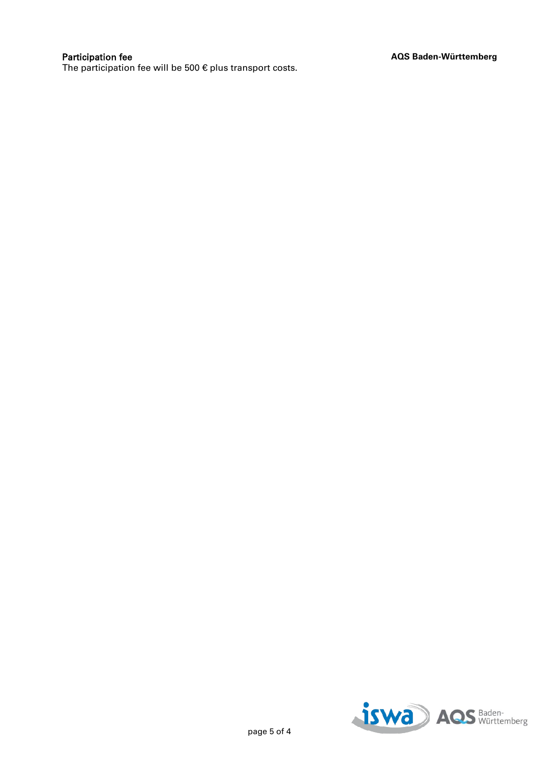## Participation fee

The participation fee will be 500 € plus transport costs.